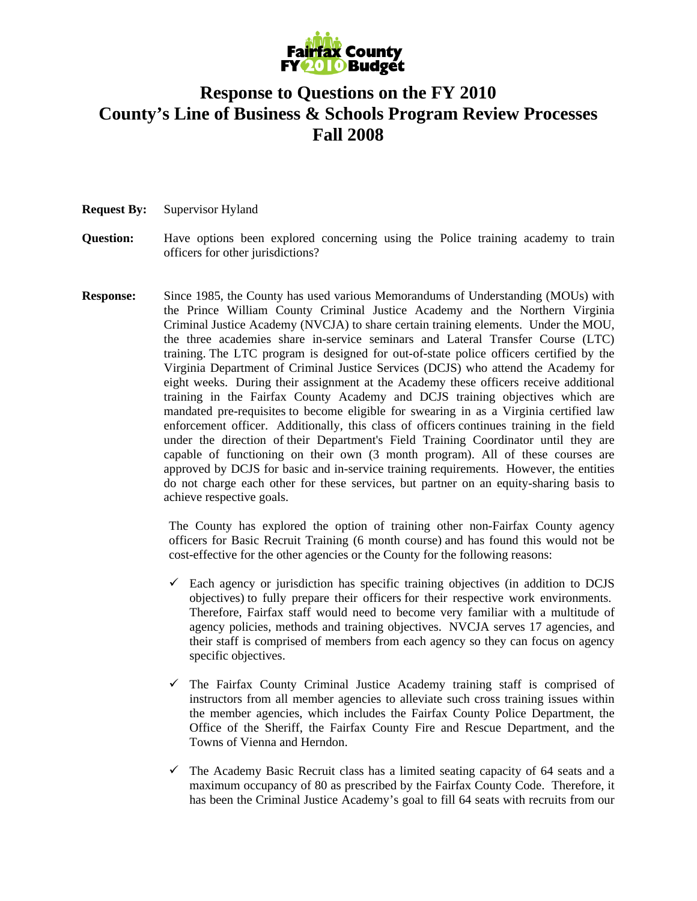# Response to Questions on the FY 2010 County's Line of Business & Schools Program Review Processes Fall 2008

**Request By:** Supervisor Hyland

**Question:** Have options been explored concerning using the Police training academy to train officers for other jurisdictions?

**Response:** Since 1985, the County has used various Memorandums of Understanding (MOUs) with the Prince William County Criminal Justice Academy and the Northern Virginia Criminal Justice Academy (NVCJA) to share certain training elements. Under the MOU, the three academies share in-service seminars and Lateral Transfer Course (LTC) training. The LTC program is designed for out-of-state police officers certified by the Virginia Department of Criminal Justice Services (DCJS) who attend the Academy for eight weeks. During their assignment at the Academy these officers receive additional training in the Fairfax County Academy and DCJS training objectives which are mandated pre-requisites to become eligible for swearing in as a Virginia certified law enforcement officer. Additionally, this class of officers continues training in the field under the direction of their Department's Field Training Coordinator until they are capable of functioning on their own (3 month program). All of these courses are approved by DCJS for basic and in-service training requirements. However, the entities do not charge each other for these services, but partner on an equity-sharing basis to achieve respective goals.

The County has explored the option of training other non-Fairfax County agency officers for Basic Recruit Training (6 month course) and has found this would not be cost-effective for the other agencies or the County for the following reasons:

- ✓ Each agency or jurisdiction has specific training objectives (in addition to DCJS objectives) to fully prepare their officers for their respective work environments. Therefore, Fairfax staff would need to become very familiar with a multitude of agency policies, methods and training objectives. NVCJA serves 17 agencies, and their staff is comprised of members from each agency so they can focus on agency specific objectives.
- ✓ The Fairfax County Criminal Justice Academy training staff is comprised of instructors from all member agencies to alleviate such cross training issues within the member agencies, which includes the Fairfax County Police Department, the Office of the Sheriff, the Fairfax County Fire and Rescue Department, and the Towns of Vienna and Herndon.
- ✓ The Academy Basic Recruit class has a limited seating capacity of 64 seats and a maximum occupancy of 80 as prescribed by the Fairfax County Code. Therefore, it has been the Criminal Justice Academy's goal to fill 64 seats with recruits from our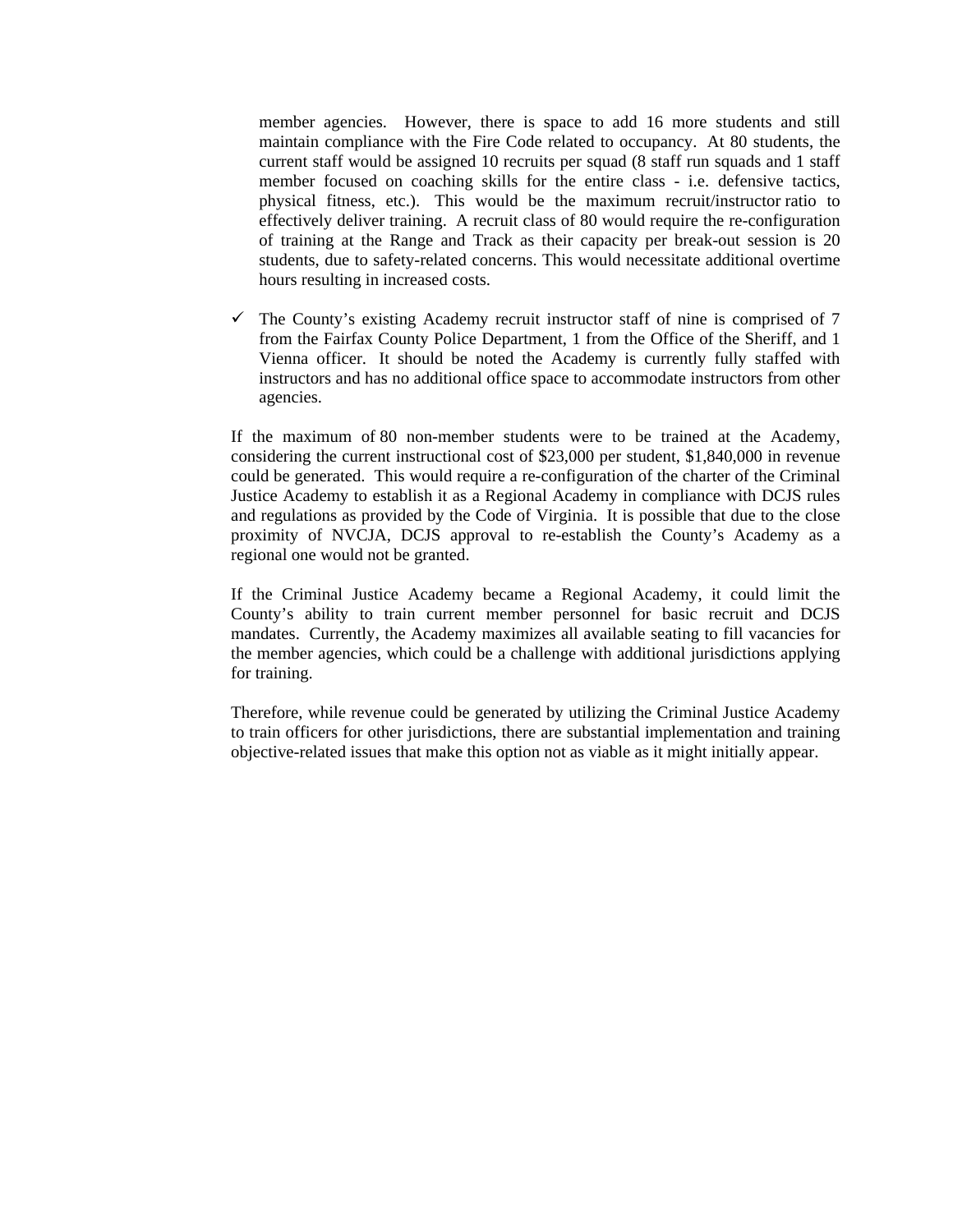member agencies. However, there is space to add 16 more students and still maintain compliance with the Fire Code related to occupancy. At 80 students, the current staff would be assigned 10 recruits per squad (8 staff run squads and 1 staff member focused on coaching skills for the entire class - i.e. defensive tactics, physical fitness, etc.). This would be the maximum recruit/instructor ratio to effectively deliver training. A recruit class of 80 would require the re-configuration of training at the Range and Track as their capacity per break-out session is 20 students, due to safety-related concerns. This would necessitate additional overtime hours resulting in increased costs.

- ✓ The County's existing Academy recruit instructor staff of nine is comprised of 7 from the Fairfax County Police Department, 1 from the Office of the Sheriff, and 1 Vienna officer. It should be noted the Academy is currently fully staffed with instructors and has no additional office space to accommodate instructors from other agencies.

If the maximum of 80 non-member students were to be trained at the Academy, considering the current instructional cost of $23,000 per student, $1,840,000 in revenue could be generated. This would require a re-configuration of the charter of the Criminal Justice Academy to establish it as a Regional Academy in compliance with DCJS rules and regulations as provided by the Code of Virginia. It is possible that due to the close proximity of NVCJA, DCJS approval to re-establish the County's Academy as a regional one would not be granted.

If the Criminal Justice Academy became a Regional Academy, it could limit the County's ability to train current member personnel for basic recruit and DCJS mandates. Currently, the Academy maximizes all available seating to fill vacancies for the member agencies, which could be a challenge with additional jurisdictions applying for training.

Therefore, while revenue could be generated by utilizing the Criminal Justice Academy to train officers for other jurisdictions, there are substantial implementation and training objective-related issues that make this option not as viable as it might initially appear.